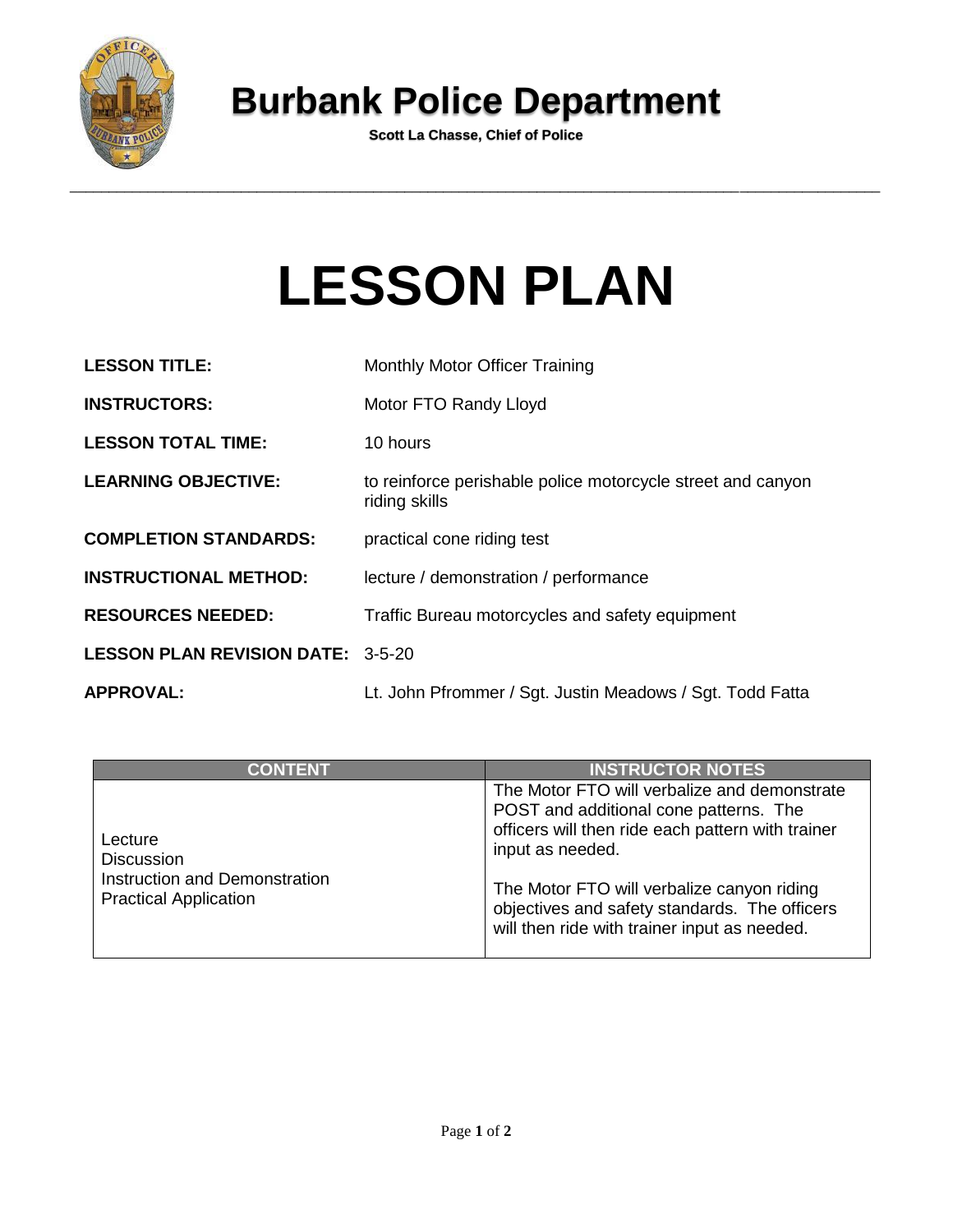# Burbank Police Department

**Scott La Chasse, Chief of Police**

# LESSON PLAN

**LESSON TITLE:** Monthly Motor Officer Training

**INSTRUCTORS:** Motor FTO Randy Lloyd

**LESSON TOTAL TIME:** 10 hours

**LEARNING OBJECTIVE:** to reinforce perishable police motorcycle street and canyon riding skills

**COMPLETION STANDARDS:** practical cone riding test

**INSTRUCTIONAL METHOD:** lecture / demonstration / performance

**RESOURCES NEEDED:** Traffic Bureau motorcycles and safety equipment

**LESSON PLAN REVISION DATE:** 3-5-20

**APPROVAL:** Lt. John Pfrommer / Sgt. Justin Meadows / Sgt. Todd Fatta

| CONTENT | INSTRUCTOR NOTES |
| --- | --- |
| Lecture<br>Discussion<br>Instruction and Demonstration<br>Practical Application | The Motor FTO will verbalize and demonstrate POST and additional cone patterns. The officers will then ride each pattern with trainer input as needed.<br><br>The Motor FTO will verbalize canyon riding objectives and safety standards. The officers will then ride with trainer input as needed. |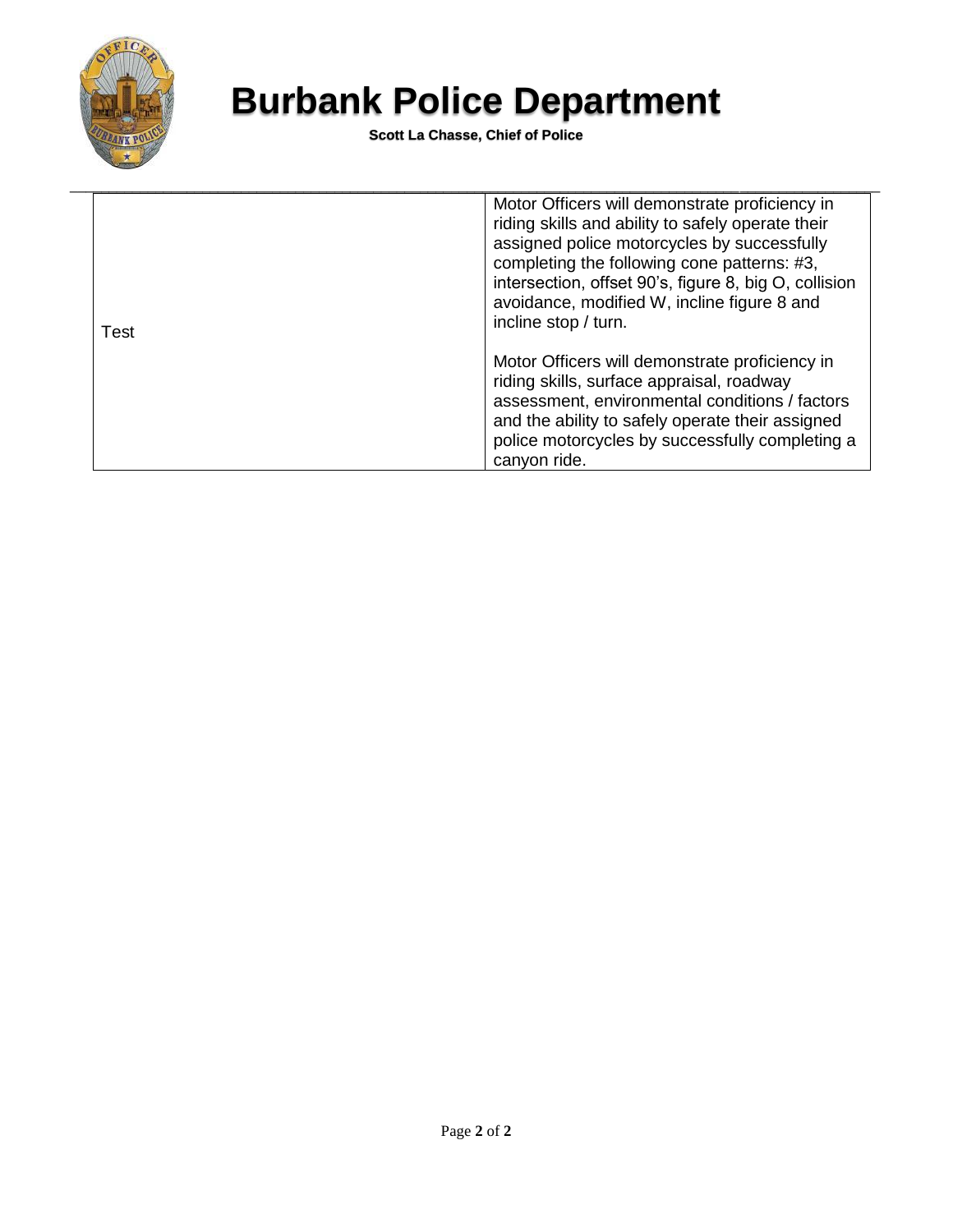| | |
|---|---|
| Test | Motor Officers will demonstrate proficiency in riding skills and ability to safely operate their assigned police motorcycles by successfully completing the following cone patterns: #3, intersection, offset 90's, figure 8, big O, collision avoidance, modified W, incline figure 8 and incline stop / turn.<br><br>Motor Officers will demonstrate proficiency in riding skills, surface appraisal, roadway assessment, environmental conditions / factors and the ability to safely operate their assigned police motorcycles by successfully completing a canyon ride. |